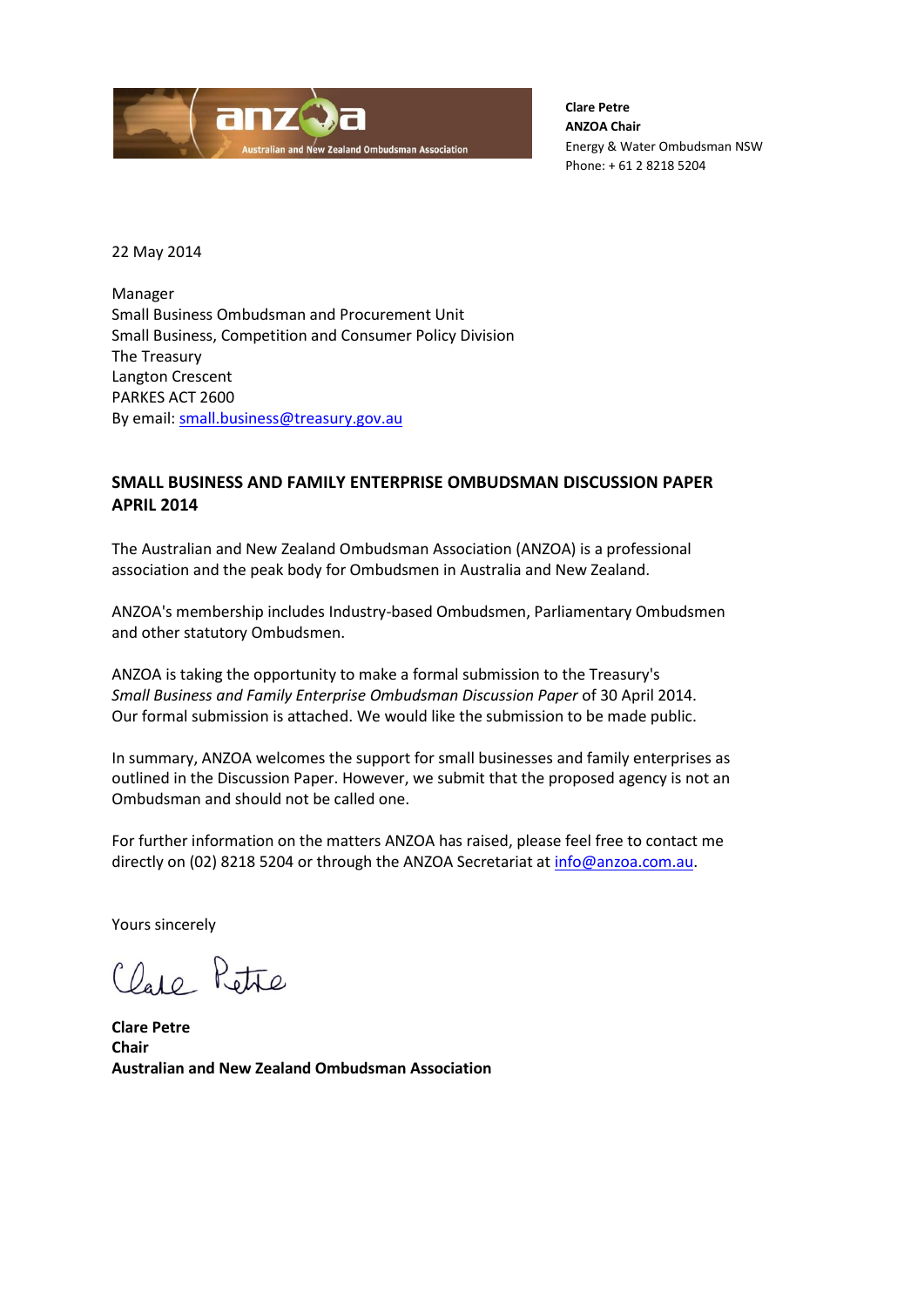anzoa Australian and New Zealand Ombudsman Association

**Clare Petre**
**ANZOA Chair**
Energy & Water Ombudsman NSW
Phone: + 61 2 8218 5204

22 May 2014

Manager
Small Business Ombudsman and Procurement Unit
Small Business, Competition and Consumer Policy Division
The Treasury
Langton Crescent
PARKES ACT 2600
By email: small.business@treasury.gov.au

**SMALL BUSINESS AND FAMILY ENTERPRISE OMBUDSMAN DISCUSSION PAPER APRIL 2014**

The Australian and New Zealand Ombudsman Association (ANZOA) is a professional association and the peak body for Ombudsmen in Australia and New Zealand.

ANZOA's membership includes Industry-based Ombudsmen, Parliamentary Ombudsmen and other statutory Ombudsmen.

ANZOA is taking the opportunity to make a formal submission to the Treasury's *Small Business and Family Enterprise Ombudsman Discussion Paper* of 30 April 2014. Our formal submission is attached. We would like the submission to be made public.

In summary, ANZOA welcomes the support for small businesses and family enterprises as outlined in the Discussion Paper. However, we submit that the proposed agency is not an Ombudsman and should not be called one.

For further information on the matters ANZOA has raised, please feel free to contact me directly on (02) 8218 5204 or through the ANZOA Secretariat at info@anzoa.com.au.

Yours sincerely

Clare Petre

**Clare Petre**
**Chair**
**Australian and New Zealand Ombudsman Association**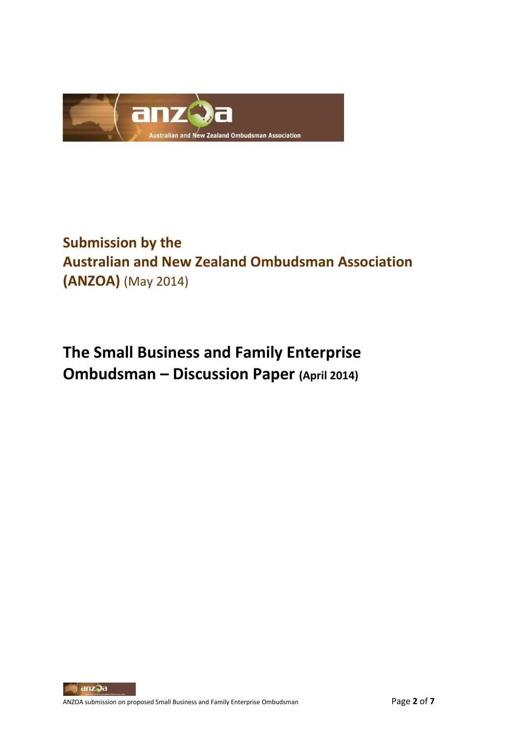**Submission by the**
**Australian and New Zealand Ombudsman Association (ANZOA)** (May 2014)

# The Small Business and Family Enterprise Ombudsman – Discussion Paper (April 2014)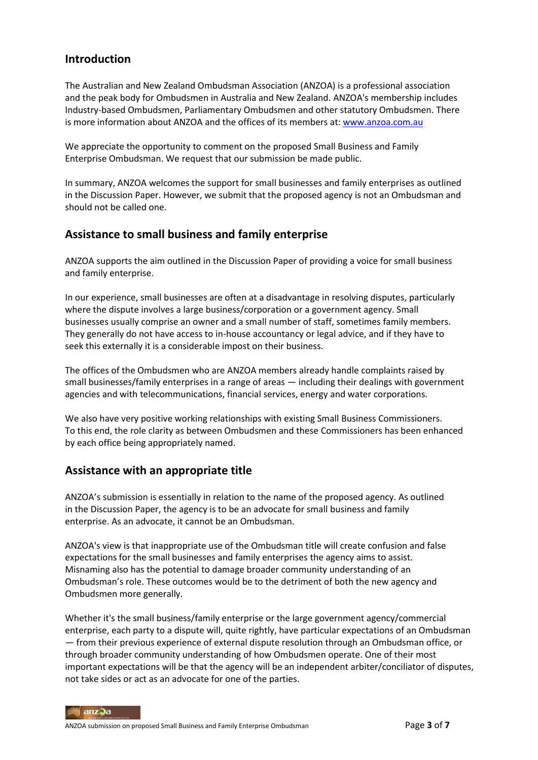## Introduction

The Australian and New Zealand Ombudsman Association (ANZOA) is a professional association and the peak body for Ombudsmen in Australia and New Zealand. ANZOA's membership includes Industry-based Ombudsmen, Parliamentary Ombudsmen and other statutory Ombudsmen. There is more information about ANZOA and the offices of its members at: [www.anzoa.com.au](www.anzoa.com.au)

We appreciate the opportunity to comment on the proposed Small Business and Family Enterprise Ombudsman. We request that our submission be made public.

In summary, ANZOA welcomes the support for small businesses and family enterprises as outlined in the Discussion Paper. However, we submit that the proposed agency is not an Ombudsman and should not be called one.

## Assistance to small business and family enterprise

ANZOA supports the aim outlined in the Discussion Paper of providing a voice for small business and family enterprise.

In our experience, small businesses are often at a disadvantage in resolving disputes, particularly where the dispute involves a large business/corporation or a government agency. Small businesses usually comprise an owner and a small number of staff, sometimes family members. They generally do not have access to in-house accountancy or legal advice, and if they have to seek this externally it is a considerable impost on their business.

The offices of the Ombudsmen who are ANZOA members already handle complaints raised by small businesses/family enterprises in a range of areas — including their dealings with government agencies and with telecommunications, financial services, energy and water corporations.

We also have very positive working relationships with existing Small Business Commissioners. To this end, the role clarity as between Ombudsmen and these Commissioners has been enhanced by each office being appropriately named.

## Assistance with an appropriate title

ANZOA's submission is essentially in relation to the name of the proposed agency. As outlined in the Discussion Paper, the agency is to be an advocate for small business and family enterprise. As an advocate, it cannot be an Ombudsman.

ANZOA's view is that inappropriate use of the Ombudsman title will create confusion and false expectations for the small businesses and family enterprises the agency aims to assist. Misnaming also has the potential to damage broader community understanding of an Ombudsman's role. These outcomes would be to the detriment of both the new agency and Ombudsmen more generally.

Whether it's the small business/family enterprise or the large government agency/commercial enterprise, each party to a dispute will, quite rightly, have particular expectations of an Ombudsman — from their previous experience of external dispute resolution through an Ombudsman office, or through broader community understanding of how Ombudsmen operate. One of their most important expectations will be that the agency will be an independent arbiter/conciliator of disputes, not take sides or act as an advocate for one of the parties.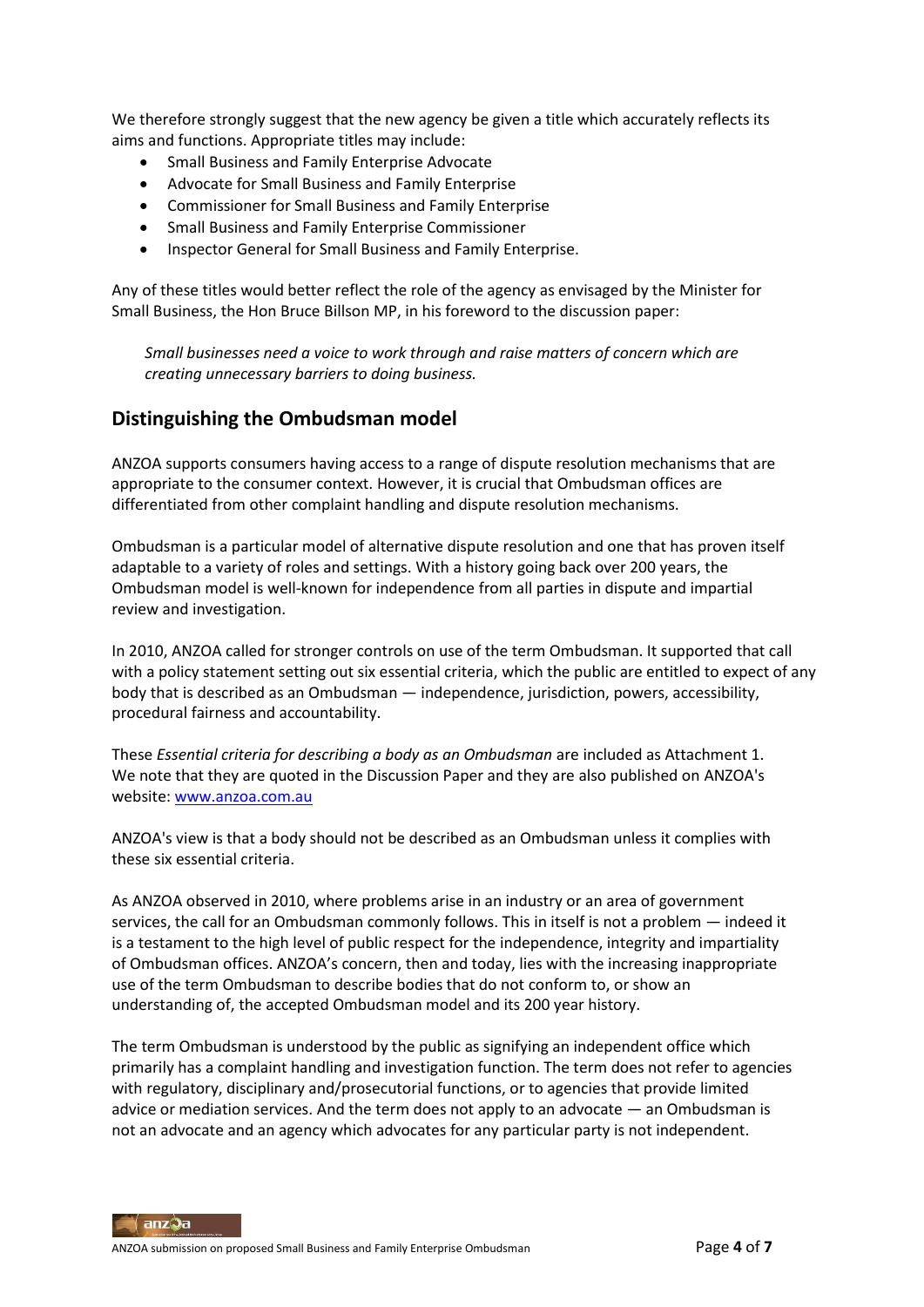We therefore strongly suggest that the new agency be given a title which accurately reflects its aims and functions. Appropriate titles may include:

- Small Business and Family Enterprise Advocate
- Advocate for Small Business and Family Enterprise
- Commissioner for Small Business and Family Enterprise
- Small Business and Family Enterprise Commissioner
- Inspector General for Small Business and Family Enterprise.

Any of these titles would better reflect the role of the agency as envisaged by the Minister for Small Business, the Hon Bruce Billson MP, in his foreword to the discussion paper:

> *Small businesses need a voice to work through and raise matters of concern which are creating unnecessary barriers to doing business.*

## Distinguishing the Ombudsman model

ANZOA supports consumers having access to a range of dispute resolution mechanisms that are appropriate to the consumer context. However, it is crucial that Ombudsman offices are differentiated from other complaint handling and dispute resolution mechanisms.

Ombudsman is a particular model of alternative dispute resolution and one that has proven itself adaptable to a variety of roles and settings. With a history going back over 200 years, the Ombudsman model is well-known for independence from all parties in dispute and impartial review and investigation.

In 2010, ANZOA called for stronger controls on use of the term Ombudsman. It supported that call with a policy statement setting out six essential criteria, which the public are entitled to expect of any body that is described as an Ombudsman — independence, jurisdiction, powers, accessibility, procedural fairness and accountability.

These *Essential criteria for describing a body as an Ombudsman* are included as Attachment 1. We note that they are quoted in the Discussion Paper and they are also published on ANZOA's website: [www.anzoa.com.au](http://www.anzoa.com.au)

ANZOA's view is that a body should not be described as an Ombudsman unless it complies with these six essential criteria.

As ANZOA observed in 2010, where problems arise in an industry or an area of government services, the call for an Ombudsman commonly follows. This in itself is not a problem — indeed it is a testament to the high level of public respect for the independence, integrity and impartiality of Ombudsman offices. ANZOA's concern, then and today, lies with the increasing inappropriate use of the term Ombudsman to describe bodies that do not conform to, or show an understanding of, the accepted Ombudsman model and its 200 year history.

The term Ombudsman is understood by the public as signifying an independent office which primarily has a complaint handling and investigation function. The term does not refer to agencies with regulatory, disciplinary and/prosecutorial functions, or to agencies that provide limited advice or mediation services. And the term does not apply to an advocate — an Ombudsman is not an advocate and an agency which advocates for any particular party is not independent.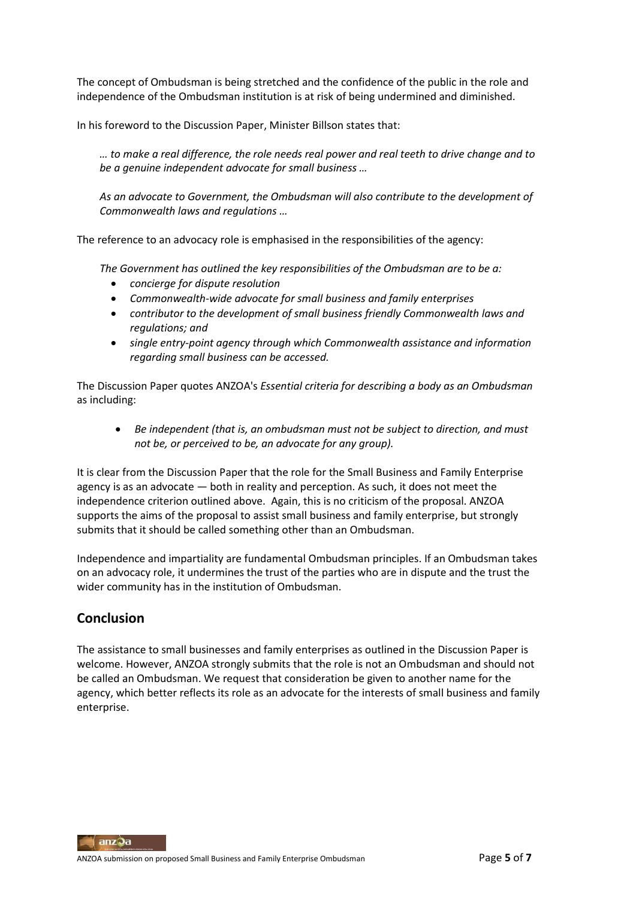The concept of Ombudsman is being stretched and the confidence of the public in the role and independence of the Ombudsman institution is at risk of being undermined and diminished.

In his foreword to the Discussion Paper, Minister Billson states that:

> *… to make a real difference, the role needs real power and real teeth to drive change and to be a genuine independent advocate for small business …*
>
> *As an advocate to Government, the Ombudsman will also contribute to the development of Commonwealth laws and regulations …*

The reference to an advocacy role is emphasised in the responsibilities of the agency:

> *The Government has outlined the key responsibilities of the Ombudsman are to be a:*
>
> - *concierge for dispute resolution*
> - *Commonwealth-wide advocate for small business and family enterprises*
> - *contributor to the development of small business friendly Commonwealth laws and regulations; and*
> - *single entry-point agency through which Commonwealth assistance and information regarding small business can be accessed.*

The Discussion Paper quotes ANZOA's *Essential criteria for describing a body as an Ombudsman* as including:

> - *Be independent (that is, an ombudsman must not be subject to direction, and must not be, or perceived to be, an advocate for any group).*

It is clear from the Discussion Paper that the role for the Small Business and Family Enterprise agency is as an advocate — both in reality and perception. As such, it does not meet the independence criterion outlined above. Again, this is no criticism of the proposal. ANZOA supports the aims of the proposal to assist small business and family enterprise, but strongly submits that it should be called something other than an Ombudsman.

Independence and impartiality are fundamental Ombudsman principles. If an Ombudsman takes on an advocacy role, it undermines the trust of the parties who are in dispute and the trust the wider community has in the institution of Ombudsman.

## Conclusion

The assistance to small businesses and family enterprises as outlined in the Discussion Paper is welcome. However, ANZOA strongly submits that the role is not an Ombudsman and should not be called an Ombudsman. We request that consideration be given to another name for the agency, which better reflects its role as an advocate for the interests of small business and family enterprise.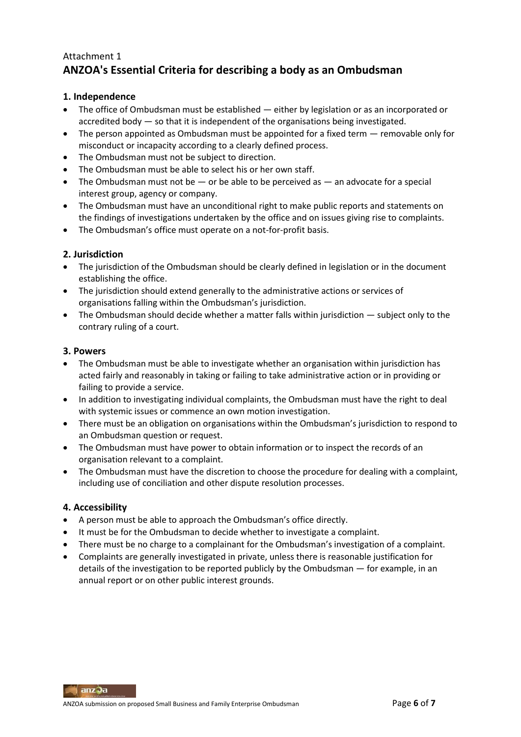Attachment 1

# ANZOA's Essential Criteria for describing a body as an Ombudsman

### 1. Independence

- The office of Ombudsman must be established — either by legislation or as an incorporated or accredited body — so that it is independent of the organisations being investigated.
- The person appointed as Ombudsman must be appointed for a fixed term — removable only for misconduct or incapacity according to a clearly defined process.
- The Ombudsman must not be subject to direction.
- The Ombudsman must be able to select his or her own staff.
- The Ombudsman must not be — or be able to be perceived as — an advocate for a special interest group, agency or company.
- The Ombudsman must have an unconditional right to make public reports and statements on the findings of investigations undertaken by the office and on issues giving rise to complaints.
- The Ombudsman's office must operate on a not-for-profit basis.

### 2. Jurisdiction

- The jurisdiction of the Ombudsman should be clearly defined in legislation or in the document establishing the office.
- The jurisdiction should extend generally to the administrative actions or services of organisations falling within the Ombudsman's jurisdiction.
- The Ombudsman should decide whether a matter falls within jurisdiction — subject only to the contrary ruling of a court.

### 3. Powers

- The Ombudsman must be able to investigate whether an organisation within jurisdiction has acted fairly and reasonably in taking or failing to take administrative action or in providing or failing to provide a service.
- In addition to investigating individual complaints, the Ombudsman must have the right to deal with systemic issues or commence an own motion investigation.
- There must be an obligation on organisations within the Ombudsman's jurisdiction to respond to an Ombudsman question or request.
- The Ombudsman must have power to obtain information or to inspect the records of an organisation relevant to a complaint.
- The Ombudsman must have the discretion to choose the procedure for dealing with a complaint, including use of conciliation and other dispute resolution processes.

### 4. Accessibility

- A person must be able to approach the Ombudsman's office directly.
- It must be for the Ombudsman to decide whether to investigate a complaint.
- There must be no charge to a complainant for the Ombudsman's investigation of a complaint.
- Complaints are generally investigated in private, unless there is reasonable justification for details of the investigation to be reported publicly by the Ombudsman — for example, in an annual report or on other public interest grounds.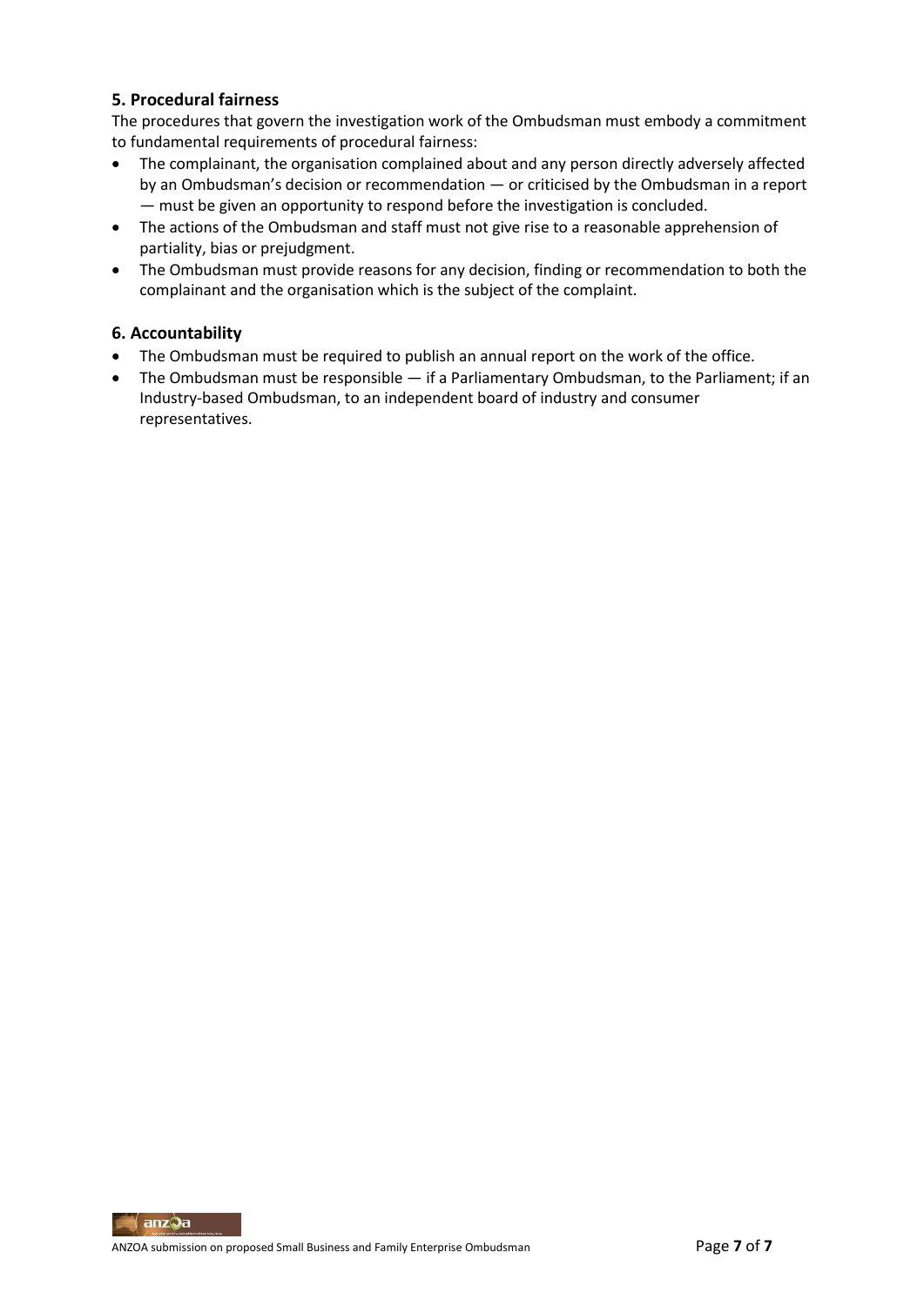## 5. Procedural fairness

The procedures that govern the investigation work of the Ombudsman must embody a commitment to fundamental requirements of procedural fairness:

- The complainant, the organisation complained about and any person directly adversely affected by an Ombudsman's decision or recommendation — or criticised by the Ombudsman in a report — must be given an opportunity to respond before the investigation is concluded.
- The actions of the Ombudsman and staff must not give rise to a reasonable apprehension of partiality, bias or prejudgment.
- The Ombudsman must provide reasons for any decision, finding or recommendation to both the complainant and the organisation which is the subject of the complaint.

## 6. Accountability

- The Ombudsman must be required to publish an annual report on the work of the office.
- The Ombudsman must be responsible — if a Parliamentary Ombudsman, to the Parliament; if an Industry-based Ombudsman, to an independent board of industry and consumer representatives.